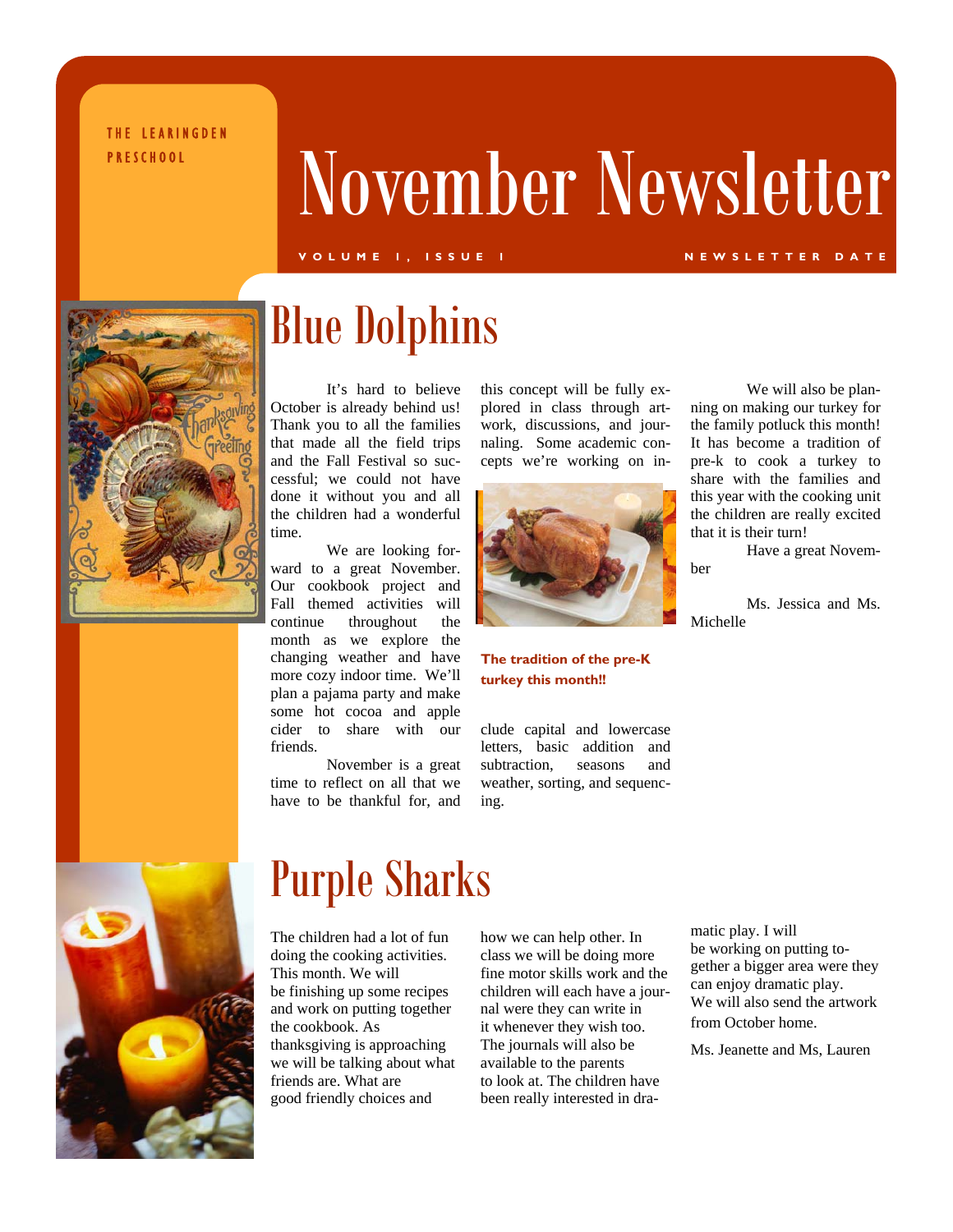THE LEARINGDEN PRESCHOOL

# November Newsletter

VOLUME 1, ISSUE 1

NEWSLETTER DATE

## Blue Dolphins

It's hard to believe October is already behind us! Thank you to all the families that made all the field trips and the Fall Festival so successful; we could not have done it without you and all the children had a wonderful time.

We are looking forward to a great November. Our cookbook project and Fall themed activities will continue throughout the month as we explore the changing weather and have more cozy indoor time. We'll plan a pajama party and make some hot cocoa and apple cider to share with our friends.

November is a great time to reflect on all that we have to be thankful for, and this concept will be fully explored in class through artwork, discussions, and journaling. Some academic concepts we're working on include capital and lowercase letters, basic addition and subtraction, seasons and weather, sorting, and sequencing.

**The tradition of the pre-K turkey this month!!**

We will also be planning on making our turkey for the family potluck this month! It has become a tradition of pre-k to cook a turkey to share with the families and this year with the cooking unit the children are really excited that it is their turn!

Have a great November

Ms. Jessica and Ms. Michelle

## Purple Sharks

The children had a lot of fun doing the cooking activities. This month. We will be finishing up some recipes and work on putting together the cookbook. As thanksgiving is approaching we will be talking about what friends are. What are good friendly choices and how we can help other. In class we will be doing more fine motor skills work and the children will each have a journal were they can write in it whenever they wish too. The journals will also be available to the parents to look at. The children have been really interested in dramatic play. I will be working on putting together a bigger area were they can enjoy dramatic play. We will also send the artwork from October home.

Ms. Jeanette and Ms, Lauren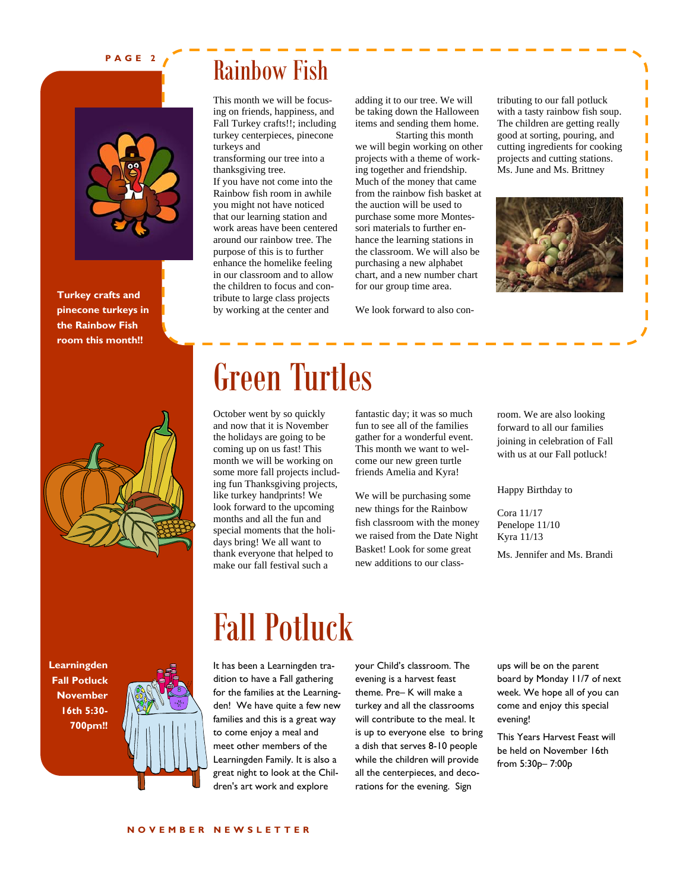# Rainbow Fish

This month we will be focusing on friends, happiness, and Fall Turkey crafts!!; including turkey centerpieces, pinecone turkeys and transforming our tree into a thanksgiving tree.

If you have not come into the Rainbow fish room in awhile you might not have noticed that our learning station and work areas have been centered around our rainbow tree. The purpose of this is to further enhance the homelike feeling in our classroom and to allow the children to focus and contribute to large class projects by working at the center and adding it to our tree. We will be taking down the Halloween items and sending them home.

Starting this month we will begin working on other projects with a theme of working together and friendship. Much of the money that came from the rainbow fish basket at the auction will be used to purchase some more Montessori materials to further enhance the learning stations in the classroom. We will also be purchasing a new alphabet chart, and a new number chart for our group time area.

We look forward to also contributing to our fall potluck with a tasty rainbow fish soup. The children are getting really good at sorting, pouring, and cutting ingredients for cooking projects and cutting stations.

Ms. June and Ms. Brittney

**Turkey crafts and pinecone turkeys in the Rainbow Fish room this month!!**

# Green Turtles

October went by so quickly and now that it is November the holidays are going to be coming up on us fast! This month we will be working on some more fall projects including fun Thanksgiving projects, like turkey handprints! We look forward to the upcoming months and all the fun and special moments that the holidays bring! We all want to thank everyone that helped to make our fall festival such a fantastic day; it was so much fun to see all of the families gather for a wonderful event. This month we want to welcome our new green turtle friends Amelia and Kyra!

We will be purchasing some new things for the Rainbow fish classroom with the money we raised from the Date Night Basket! Look for some great new additions to our classroom. We are also looking forward to all our families joining in celebration of Fall with us at our Fall potluck!

Happy Birthday to

Cora 11/17
Penelope 11/10
Kyra 11/13

Ms. Jennifer and Ms. Brandi

# Fall Potluck

**Learningden Fall Potluck November 16th 5:30-700pm!!**

It has been a Learningden tradition to have a Fall gathering for the families at the Learningden! We have quite a few new families and this is a great way to come enjoy a meal and meet other members of the Learningden Family. It is also a great night to look at the Children's art work and explore your Child's classroom. The evening is a harvest feast theme. Pre– K will make a turkey and all the classrooms will contribute to the meal. It is up to everyone else to bring a dish that serves 8-10 people while the children will provide all the centerpieces, and decorations for the evening. Sign ups will be on the parent board by Monday 11/7 of next week. We hope all of you can come and enjoy this special evening!

This Years Harvest Feast will be held on November 16th from 5:30p– 7:00p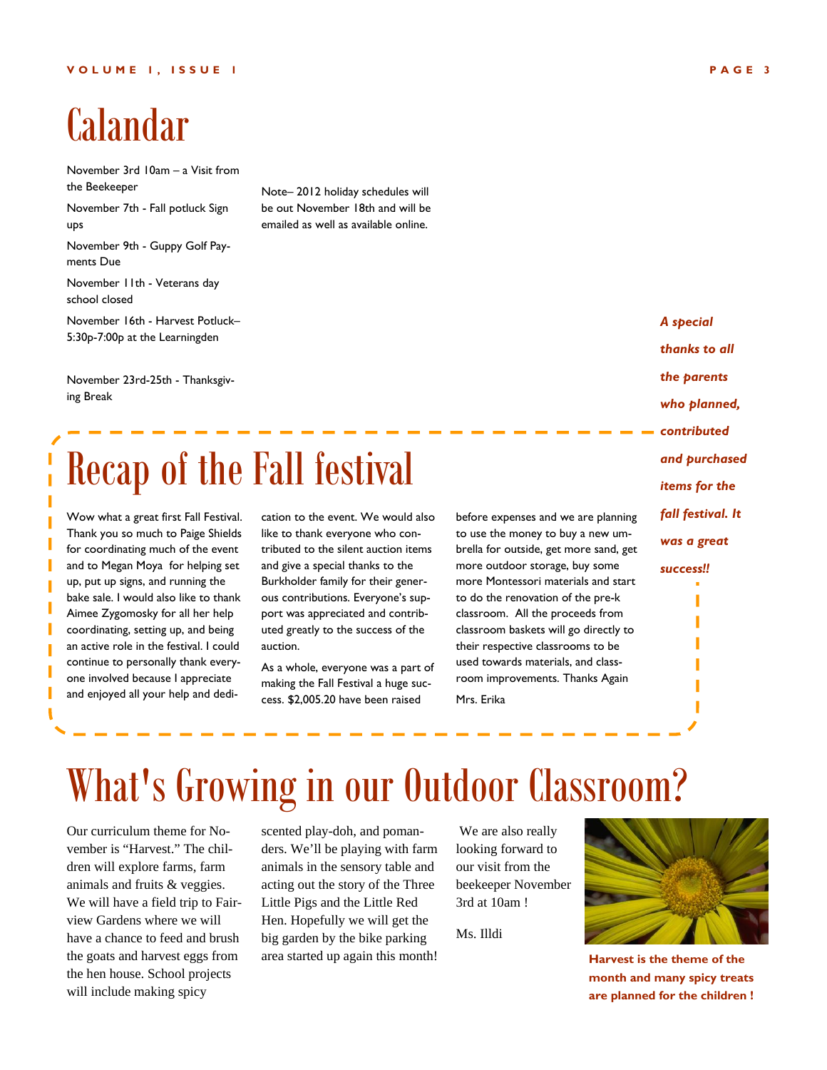# Calandar

November 3rd 10am – a Visit from the Beekeeper

November 7th - Fall potluck Sign ups

November 9th - Guppy Golf Payments Due

November 11th - Veterans day school closed

November 16th - Harvest Potluck– 5:30p-7:00p at the Learningden

November 23rd-25th - Thanksgiving Break

Note– 2012 holiday schedules will be out November 18th and will be emailed as well as available online.

***A special thanks to all the parents who planned, contributed and purchased items for the fall festival. It was a great success!!***

# Recap of the Fall festival

Wow what a great first Fall Festival. Thank you so much to Paige Shields for coordinating much of the event and to Megan Moya for helping set up, put up signs, and running the bake sale. I would also like to thank Aimee Zygomosky for all her help coordinating, setting up, and being an active role in the festival. I could continue to personally thank everyone involved because I appreciate and enjoyed all your help and dedication to the event. We would also like to thank everyone who contributed to the silent auction items and give a special thanks to the Burkholder family for their generous contributions. Everyone's support was appreciated and contributed greatly to the success of the auction.

As a whole, everyone was a part of making the Fall Festival a huge success. $2,005.20 have been raised before expenses and we are planning to use the money to buy a new umbrella for outside, get more sand, get more outdoor storage, buy some more Montessori materials and start to do the renovation of the pre-k classroom. All the proceeds from classroom baskets will go directly to their respective classrooms to be used towards materials, and classroom improvements. Thanks Again

Mrs. Erika

# What's Growing in our Outdoor Classroom?

Our curriculum theme for November is "Harvest." The children will explore farms, farm animals and fruits & veggies. We will have a field trip to Fairview Gardens where we will have a chance to feed and brush the goats and harvest eggs from the hen house. School projects will include making spicy scented play-doh, and pomanders. We'll be playing with farm animals in the sensory table and acting out the story of the Three Little Pigs and the Little Red Hen. Hopefully we will get the big garden by the bike parking area started up again this month!

We are also really looking forward to our visit from the beekeeper November 3rd at 10am !

Ms. Illdi

**Harvest is the theme of the month and many spicy treats are planned for the children !**